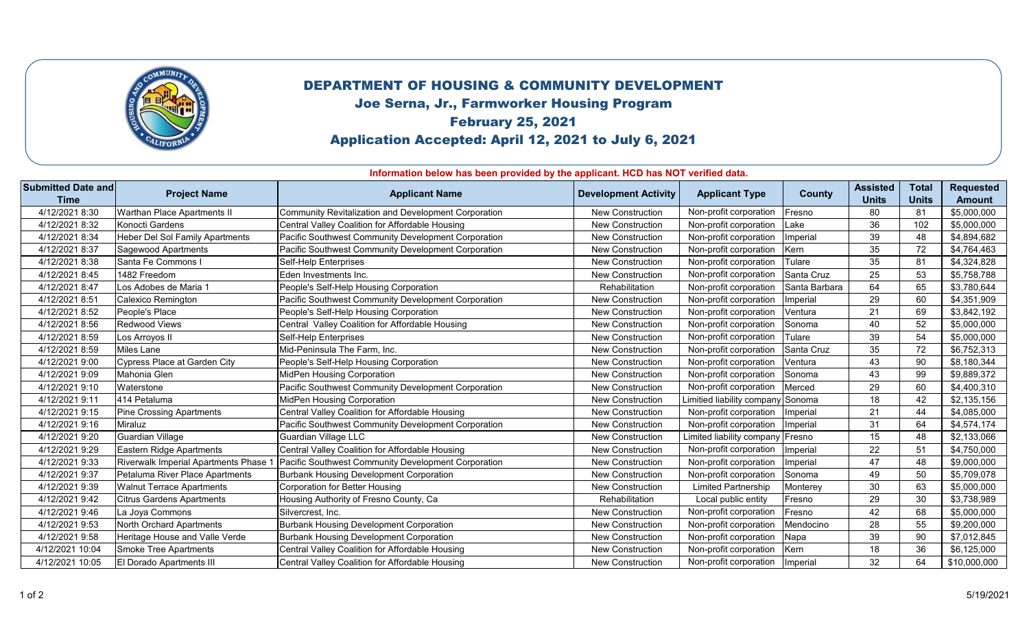# DEPARTMENT OF HOUSING & COMMUNITY DEVELOPMENT

## Joe Serna, Jr., Farmworker Housing Program

## February 25, 2021

## Application Accepted: April 12, 2021 to July 6, 2021

**Information below has been provided by the applicant. HCD has NOT verified data.**

| Submitted Date and Time | Project Name | Applicant Name | Development Activity | Applicant Type | County | Assisted Units | Total Units | Requested Amount |
|---|---|---|---|---|---|---|---|---|
| 4/12/2021 8:30 | Warthan Place Apartments II | Community Revitalization and Development Corporation | New Construction | Non-profit corporation | Fresno | 80 | 81 | $5,000,000 |
| 4/12/2021 8:32 | Konocti Gardens | Central Valley Coalition for Affordable Housing | New Construction | Non-profit corporation | Lake | 36 | 102 | $5,000,000 |
| 4/12/2021 8:34 | Heber Del Sol Family Apartments | Pacific Southwest Community Development Corporation | New Construction | Non-profit corporation | Imperial | 39 | 48 | $4,894,682 |
| 4/12/2021 8:37 | Sagewood Apartments | Pacific Southwest Community Development Corporation | New Construction | Non-profit corporation | Kern | 35 | 72 | $4,764,463 |
| 4/12/2021 8:38 | Santa Fe Commons I | Self-Help Enterprises | New Construction | Non-profit corporation | Tulare | 35 | 81 | $4,324,828 |
| 4/12/2021 8:45 | 1482 Freedom | Eden Investments Inc. | New Construction | Non-profit corporation | Santa Cruz | 25 | 53 | $5,758,788 |
| 4/12/2021 8:47 | Los Adobes de Maria 1 | People's Self-Help Housing Corporation | Rehabilitation | Non-profit corporation | Santa Barbara | 64 | 65 | $3,780,644 |
| 4/12/2021 8:51 | Calexico Remington | Pacific Southwest Community Development Corporation | New Construction | Non-profit corporation | Imperial | 29 | 60 | $4,351,909 |
| 4/12/2021 8:52 | People's Place | People's Self-Help Housing Corporation | New Construction | Non-profit corporation | Ventura | 21 | 69 | $3,842,192 |
| 4/12/2021 8:56 | Redwood Views | Central Valley Coalition for Affordable Housing | New Construction | Non-profit corporation | Sonoma | 40 | 52 | $5,000,000 |
| 4/12/2021 8:59 | Los Arroyos II | Self-Help Enterprises | New Construction | Non-profit corporation | Tulare | 39 | 54 | $5,000,000 |
| 4/12/2021 8:59 | Miles Lane | Mid-Peninsula The Farm, Inc. | New Construction | Non-profit corporation | Santa Cruz | 35 | 72 | $6,752,313 |
| 4/12/2021 9:00 | Cypress Place at Garden City | People's Self-Help Housing Corporation | New Construction | Non-profit corporation | Ventura | 43 | 90 | $8,180,344 |
| 4/12/2021 9:09 | Mahonia Glen | MidPen Housing Corporation | New Construction | Non-profit corporation | Sonoma | 43 | 99 | $9,889,372 |
| 4/12/2021 9:10 | Waterstone | Pacific Southwest Community Development Corporation | New Construction | Non-profit corporation | Merced | 29 | 60 | $4,400,310 |
| 4/12/2021 9:11 | 414 Petaluma | MidPen Housing Corporation | New Construction | Limitied liability company | Sonoma | 18 | 42 | $2,135,156 |
| 4/12/2021 9:15 | Pine Crossing Apartments | Central Valley Coalition for Affordable Housing | New Construction | Non-profit corporation | Imperial | 21 | 44 | $4,085,000 |
| 4/12/2021 9:16 | Miraluz | Pacific Southwest Community Development Corporation | New Construction | Non-profit corporation | Imperial | 31 | 64 | $4,574,174 |
| 4/12/2021 9:20 | Guardian Village | Guardian Village LLC | New Construction | Limited liability company | Fresno | 15 | 48 | $2,133,066 |
| 4/12/2021 9:29 | Eastern Ridge Apartments | Central Valley Coalition for Affordable Housing | New Construction | Non-profit corporation | Imperial | 22 | 51 | $4,750,000 |
| 4/12/2021 9:33 | Riverwalk Imperial Apartments Phase 1 | Pacific Southwest Community Development Corporation | New Construction | Non-profit corporation | Imperial | 47 | 48 | $9,000,000 |
| 4/12/2021 9:37 | Petaluma River Place Apartments | Burbank Housing Development Corporation | New Construction | Non-profit corporation | Sonoma | 49 | 50 | $5,709,078 |
| 4/12/2021 9:39 | Walnut Terrace Apartments | Corporation for Better Housing | New Construction | Limited Partnership | Monterey | 30 | 63 | $5,000,000 |
| 4/12/2021 9:42 | Citrus Gardens Apartments | Housing Authority of Fresno County, Ca | Rehabilitation | Local public entity | Fresno | 29 | 30 | $3,738,989 |
| 4/12/2021 9:46 | La Joya Commons | Silvercrest, Inc. | New Construction | Non-profit corporation | Fresno | 42 | 68 | $5,000,000 |
| 4/12/2021 9:53 | North Orchard Apartments | Burbank Housing Development Corporation | New Construction | Non-profit corporation | Mendocino | 28 | 55 | $9,200,000 |
| 4/12/2021 9:58 | Heritage House and Valle Verde | Burbank Housing Development Corporation | New Construction | Non-profit corporation | Napa | 39 | 90 | $7,012,845 |
| 4/12/2021 10:04 | Smoke Tree Apartments | Central Valley Coalition for Affordable Housing | New Construction | Non-profit corporation | Kern | 18 | 36 | $6,125,000 |
| 4/12/2021 10:05 | El Dorado Apartments III | Central Valley Coalition for Affordable Housing | New Construction | Non-profit corporation | Imperial | 32 | 64 | $10,000,000 |

5/19/2021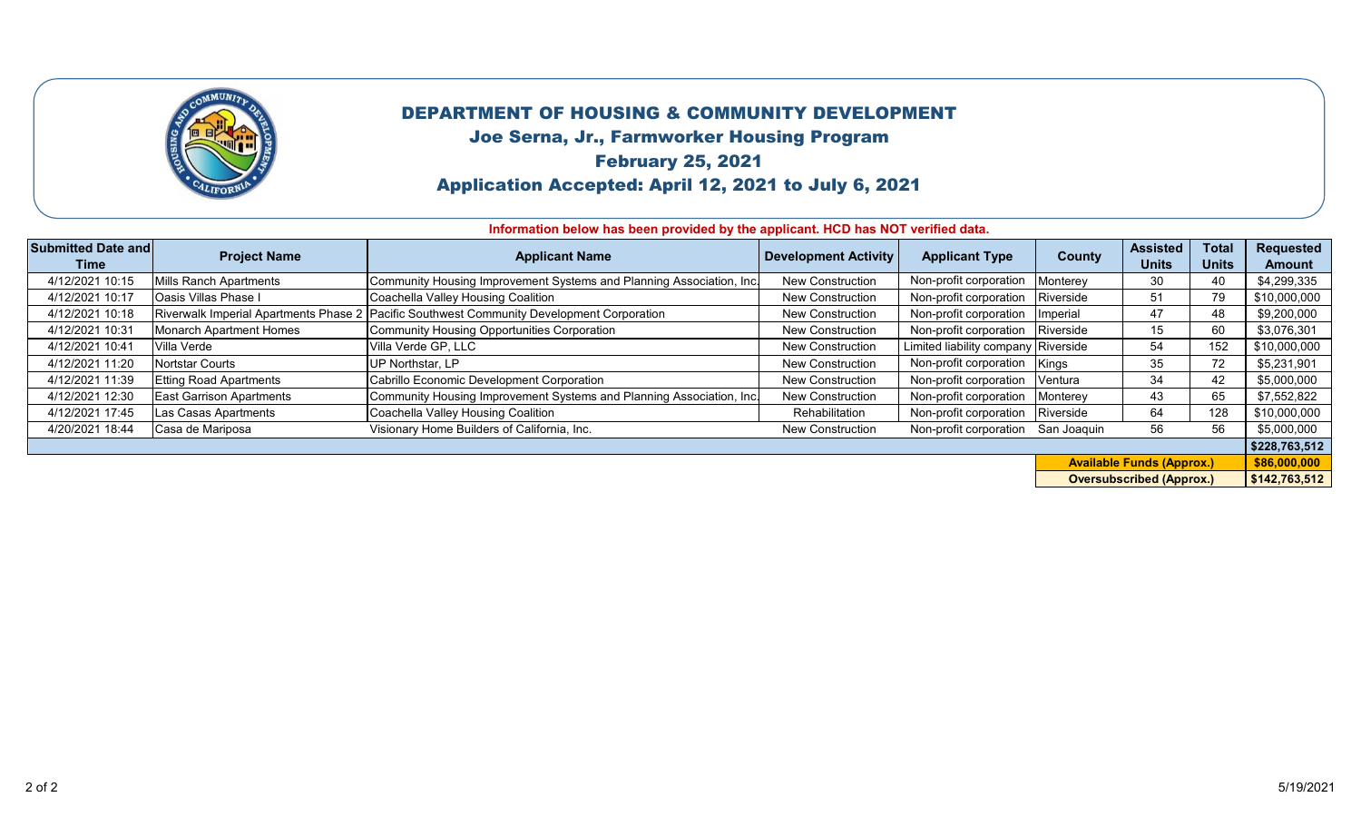# DEPARTMENT OF HOUSING & COMMUNITY DEVELOPMENT

## Joe Serna, Jr., Farmworker Housing Program

## February 25, 2021

## Application Accepted: April 12, 2021 to July 6, 2021

**Information below has been provided by the applicant. HCD has NOT verified data.**

| Submitted Date and Time | Project Name | Applicant Name | Development Activity | Applicant Type | County | Assisted Units | Total Units | Requested Amount |
|---|---|---|---|---|---|---|---|---|
| 4/12/2021 10:15 | Mills Ranch Apartments | Community Housing Improvement Systems and Planning Association, Inc. | New Construction | Non-profit corporation | Monterey | 30 | 40 | $4,299,335 |
| 4/12/2021 10:17 | Oasis Villas Phase I | Coachella Valley Housing Coalition | New Construction | Non-profit corporation | Riverside | 51 | 79 | $10,000,000 |
| 4/12/2021 10:18 | Riverwalk Imperial Apartments Phase 2 | Pacific Southwest Community Development Corporation | New Construction | Non-profit corporation | Imperial | 47 | 48 | $9,200,000 |
| 4/12/2021 10:31 | Monarch Apartment Homes | Community Housing Opportunities Corporation | New Construction | Non-profit corporation | Riverside | 15 | 60 | $3,076,301 |
| 4/12/2021 10:41 | Villa Verde | Villa Verde GP, LLC | New Construction | Limited liability company | Riverside | 54 | 152 | $10,000,000 |
| 4/12/2021 11:20 | Nortstar Courts | UP Northstar, LP | New Construction | Non-profit corporation | Kings | 35 | 72 | $5,231,901 |
| 4/12/2021 11:39 | Etting Road Apartments | Cabrillo Economic Development Corporation | New Construction | Non-profit corporation | Ventura | 34 | 42 | $5,000,000 |
| 4/12/2021 12:30 | East Garrison Apartments | Community Housing Improvement Systems and Planning Association, Inc. | New Construction | Non-profit corporation | Monterey | 43 | 65 | $7,552,822 |
| 4/12/2021 17:45 | Las Casas Apartments | Coachella Valley Housing Coalition | Rehabilitation | Non-profit corporation | Riverside | 64 | 128 | $10,000,000 |
| 4/20/2021 18:44 | Casa de Mariposa | Visionary Home Builders of California, Inc. | New Construction | Non-profit corporation | San Joaquin | 56 | 56 | $5,000,000 |
| | | | | | | | | **$228,763,512** |
| | | | | | **Available Funds (Approx.)** | | | **$86,000,000** |
| | | | | | **Oversubscribed (Approx.)** | | | **$142,763,512** |

5/19/2021